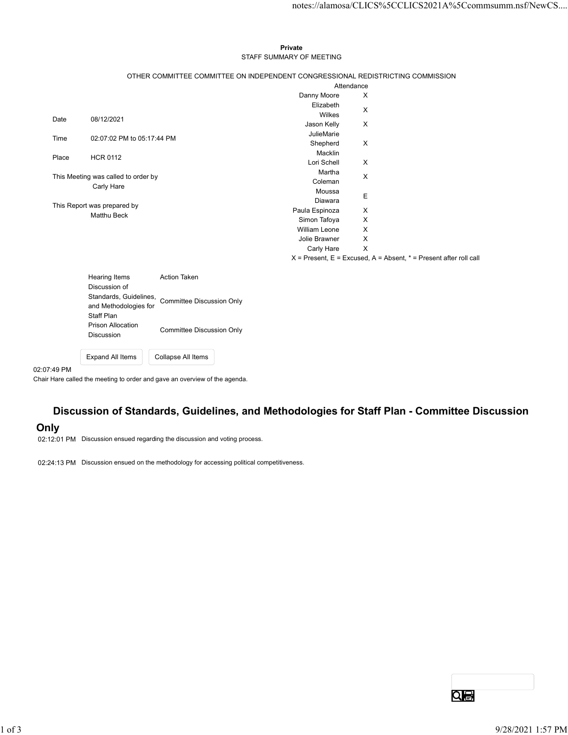**Private**

STAFF SUMMARY OF MEETING

OTHER COMMITTEE COMMITTEE ON INDEPENDENT CONGRESSIONAL REDISTRICTING COMMISSION

| | |
|---|---|
| Date | 08/12/2021 |
| Time | 02:07:02 PM to 05:17:44 PM |
| Place | HCR 0112 |

This Meeting was called to order by
Carly Hare

This Report was prepared by
Matthu Beck

| | Attendance |
|---|---|
| Danny Moore | X |
| Elizabeth Wilkes | X |
| Jason Kelly | X |
| JulieMarie Shepherd Macklin | X |
| Lori Schell | X |
| Martha Coleman | X |
| Moussa Diawara | E |
| Paula Espinoza | X |
| Simon Tafoya | X |
| William Leone | X |
| Jolie Brawner | X |
| Carly Hare | X |

X = Present, E = Excused, A = Absent, * = Present after roll call

| Hearing Items | Action Taken |
|---|---|
| Discussion of Standards, Guidelines, and Methodologies for Staff Plan | Committee Discussion Only |
| Prison Allocation Discussion | Committee Discussion Only |

Expand All Items Collapse All Items

02:07:49 PM

Chair Hare called the meeting to order and gave an overview of the agenda.

## Discussion of Standards, Guidelines, and Methodologies for Staff Plan - Committee Discussion Only

02:12:01 PM Discussion ensued regarding the discussion and voting process.

02:24:13 PM Discussion ensued on the methodology for accessing political competitiveness.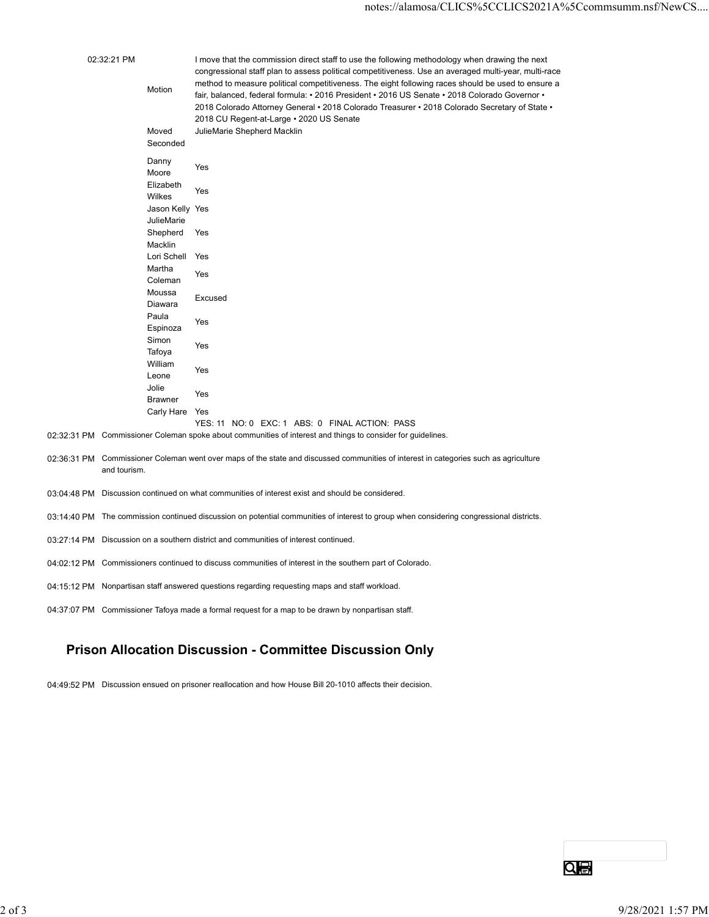| | | |
|---|---|---|
| 02:32:21 PM | Motion | I move that the commission direct staff to use the following methodology when drawing the next congressional staff plan to assess political competitiveness. Use an averaged multi-year, multi-race method to measure political competitiveness. The eight following races should be used to ensure a fair, balanced, federal formula: • 2016 President • 2016 US Senate • 2018 Colorado Governor • 2018 Colorado Attorney General • 2018 Colorado Treasurer • 2018 Colorado Secretary of State • 2018 CU Regent-at-Large • 2020 US Senate |
| | Moved | JulieMarie Shepherd Macklin |
| | Seconded | |
| | Danny Moore | Yes |
| | Elizabeth Wilkes | Yes |
| | Jason Kelly | Yes |
| | JulieMarie Shepherd Macklin | Yes |
| | Lori Schell | Yes |
| | Martha Coleman | Yes |
| | Moussa Diawara | Excused |
| | Paula Espinoza | Yes |
| | Simon Tafoya | Yes |
| | William Leone | Yes |
| | Jolie Brawner | Yes |
| | Carly Hare | Yes |
| | | YES: 11 NO: 0 EXC: 1 ABS: 0 FINAL ACTION: PASS |

| | |
|---|---|
| 02:32:31 PM | Commissioner Coleman spoke about communities of interest and things to consider for guidelines. |
| 02:36:31 PM | Commissioner Coleman went over maps of the state and discussed communities of interest in categories such as agriculture and tourism. |
| 03:04:48 PM | Discussion continued on what communities of interest exist and should be considered. |
| 03:14:40 PM | The commission continued discussion on potential communities of interest to group when considering congressional districts. |
| 03:27:14 PM | Discussion on a southern district and communities of interest continued. |
| 04:02:12 PM | Commissioners continued to discuss communities of interest in the southern part of Colorado. |
| 04:15:12 PM | Nonpartisan staff answered questions regarding requesting maps and staff workload. |
| 04:37:07 PM | Commissioner Tafoya made a formal request for a map to be drawn by nonpartisan staff. |

## Prison Allocation Discussion - Committee Discussion Only

| | |
|---|---|
| 04:49:52 PM | Discussion ensued on prisoner reallocation and how House Bill 20-1010 affects their decision. |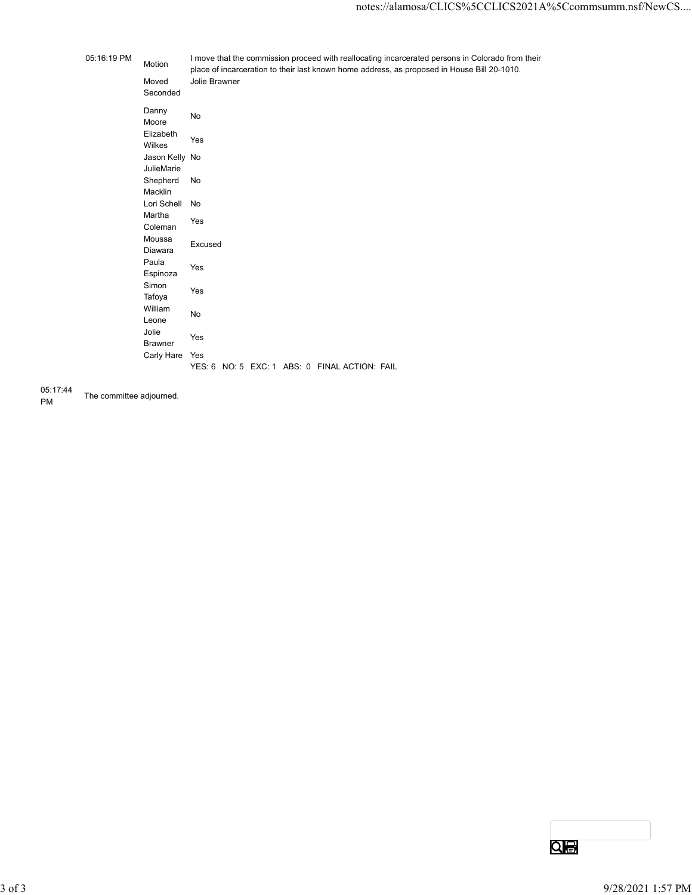| | | |
|---|---|---|
| 05:16:19 PM | Motion | I move that the commission proceed with reallocating incarcerated persons in Colorado from their place of incarceration to their last known home address, as proposed in House Bill 20-1010. |
| | Moved | Jolie Brawner |
| | Seconded | |
| | Danny Moore | No |
| | Elizabeth Wilkes | Yes |
| | Jason Kelly | No |
| | JulieMarie Shepherd Macklin | No |
| | Lori Schell | No |
| | Martha Coleman | Yes |
| | Moussa Diawara | Excused |
| | Paula Espinoza | Yes |
| | Simon Tafoya | Yes |
| | William Leone | No |
| | Jolie Brawner | Yes |
| | Carly Hare | Yes |
| | | YES: 6 NO: 5 EXC: 1 ABS: 0 FINAL ACTION: FAIL |

| | |
|---|---|
| 05:17:44 PM | The committee adjourned. |